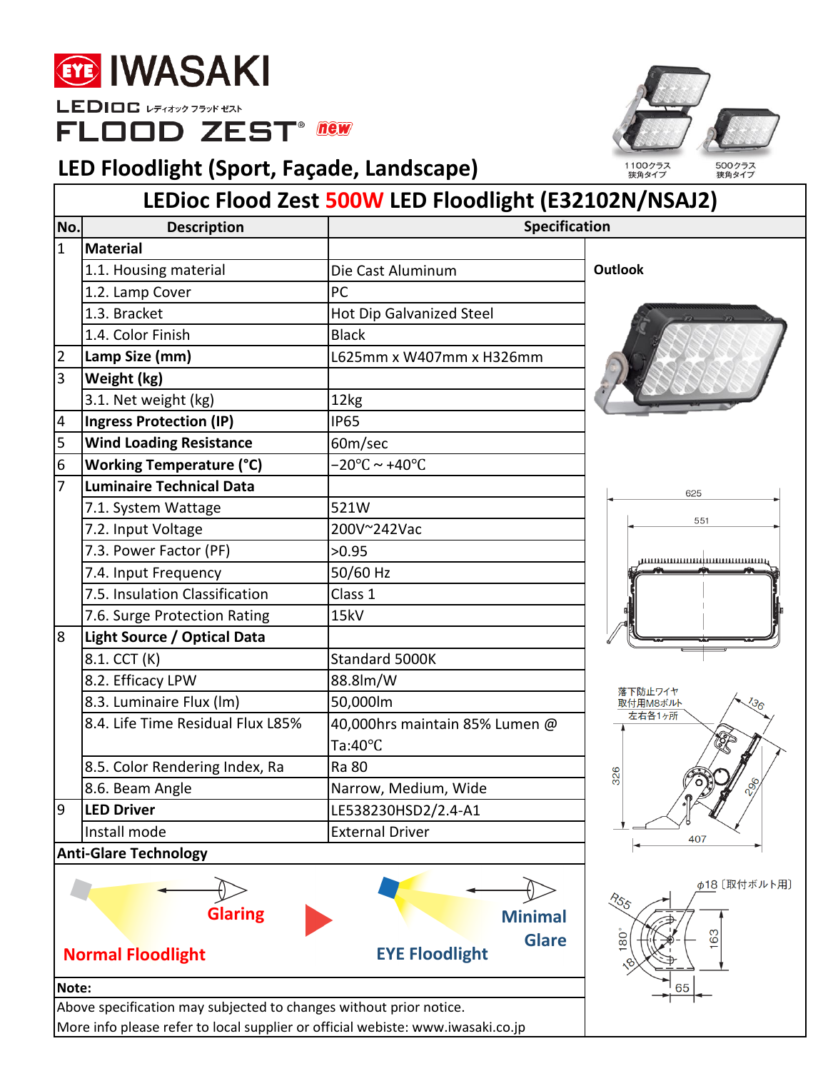# IWASAKI

LEDIOC レディオック フラッド ゼスト

FLOOD ZEST® new

## LED Floodlight (Sport, Façade, Landscape)

1100クラス 狭角タイプ

500クラス 狭角タイプ

### LEDioc Flood Zest 500W LED Floodlight (E32102N/NSAJ2)

| No. | Description | Specification |
|---|---|---|
| 1 | **Material** | |
| | 1.1. Housing material | Die Cast Aluminum |
| | 1.2. Lamp Cover | PC |
| | 1.3. Bracket | Hot Dip Galvanized Steel |
| | 1.4. Color Finish | Black |
| 2 | **Lamp Size (mm)** | L625mm x W407mm x H326mm |
| 3 | **Weight (kg)** | |
| | 3.1. Net weight (kg) | 12kg |
| 4 | **Ingress Protection (IP)** | IP65 |
| 5 | **Wind Loading Resistance** | 60m/sec |
| 6 | **Working Temperature (°C)** | −20℃ ~ +40℃ |
| 7 | **Luminaire Technical Data** | |
| | 7.1. System Wattage | 521W |
| | 7.2. Input Voltage | 200V~242Vac |
| | 7.3. Power Factor (PF) | >0.95 |
| | 7.4. Input Frequency | 50/60 Hz |
| | 7.5. Insulation Classification | Class 1 |
| | 7.6. Surge Protection Rating | 15kV |
| 8 | **Light Source / Optical Data** | |
| | 8.1. CCT (K) | Standard 5000K |
| | 8.2. Efficacy LPW | 88.8lm/W |
| | 8.3. Luminaire Flux (lm) | 50,000lm |
| | 8.4. Life Time Residual Flux L85% | 40,000hrs maintain 85% Lumen @ Ta:40℃ |
| | 8.5. Color Rendering Index, Ra | Ra 80 |
| | 8.6. Beam Angle | Narrow, Medium, Wide |
| 9 | **LED Driver** | LE538230HSD2/2.4-A1 |
| | Install mode | External Driver |

**Outlook**

625

551

落下防止ワイヤ
取付用M8ボルト
左右各1ヶ所

136

326

296

407

φ18〔取付ボルト用〕

R55

180°

18

163

65

**Anti-Glare Technology**

Glaring

Normal Floodlight

Minimal Glare

EYE Floodlight

**Note:**

Above specification may subjected to changes without prior notice.

More info please refer to local supplier or official webiste: www.iwasaki.co.jp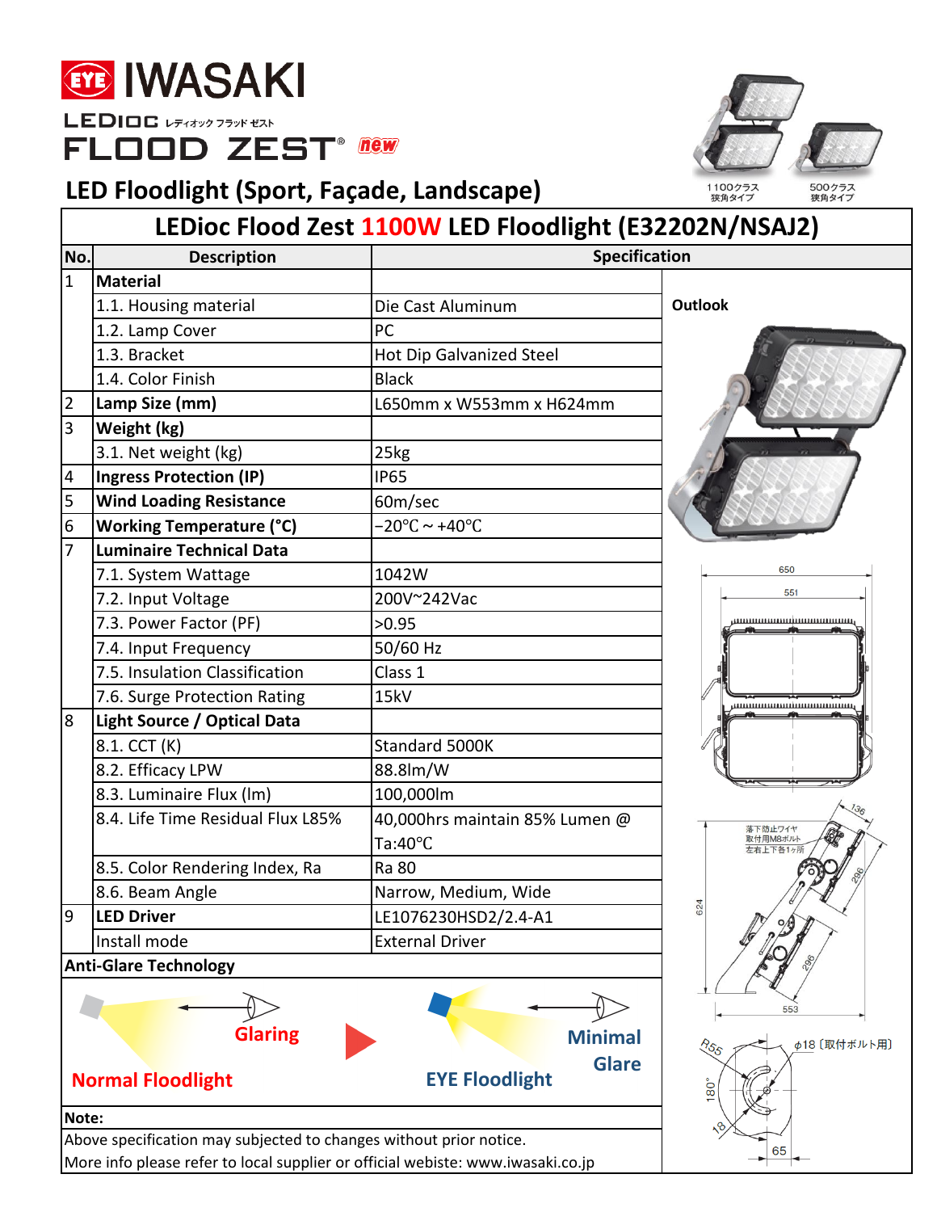# IWASAKI

LEDIOC レディオック フラッド ゼスト

FLOOD ZEST® new

## LED Floodlight (Sport, Façade, Landscape)

1100クラス 狭角タイプ

500クラス 狭角タイプ

### LEDioc Flood Zest 1100W LED Floodlight (E32202N/NSAJ2)

| No. | Description | Specification |
|---|---|---|
| 1 | **Material** | |
| | 1.1. Housing material | Die Cast Aluminum |
| | 1.2. Lamp Cover | PC |
| | 1.3. Bracket | Hot Dip Galvanized Steel |
| | 1.4. Color Finish | Black |
| 2 | **Lamp Size (mm)** | L650mm x W553mm x H624mm |
| 3 | **Weight (kg)** | |
| | 3.1. Net weight (kg) | 25kg |
| 4 | **Ingress Protection (IP)** | IP65 |
| 5 | **Wind Loading Resistance** | 60m/sec |
| 6 | **Working Temperature (°C)** | −20°C ~ +40°C |
| 7 | **Luminaire Technical Data** | |
| | 7.1. System Wattage | 1042W |
| | 7.2. Input Voltage | 200V~242Vac |
| | 7.3. Power Factor (PF) | >0.95 |
| | 7.4. Input Frequency | 50/60 Hz |
| | 7.5. Insulation Classification | Class 1 |
| | 7.6. Surge Protection Rating | 15kV |
| 8 | **Light Source / Optical Data** | |
| | 8.1. CCT (K) | Standard 5000K |
| | 8.2. Efficacy LPW | 88.8lm/W |
| | 8.3. Luminaire Flux (lm) | 100,000lm |
| | 8.4. Life Time Residual Flux L85% | 40,000hrs maintain 85% Lumen @ Ta:40°C |
| | 8.5. Color Rendering Index, Ra | Ra 80 |
| | 8.6. Beam Angle | Narrow, Medium, Wide |
| 9 | **LED Driver** | LE1076230HSD2/2.4-A1 |
| | Install mode | External Driver |

**Outlook**

650

551

落下防止ワイヤ 取付用M8ボルト 左右上下各1ヶ所

136

296

296

624

553

R55

φ18〔取付ボルト用〕

180°

18

65

**Anti-Glare Technology**

Glaring

Normal Floodlight

Minimal Glare

EYE Floodlight

**Note:**

Above specification may subjected to changes without prior notice.

More info please refer to local supplier or official webiste: www.iwasaki.co.jp